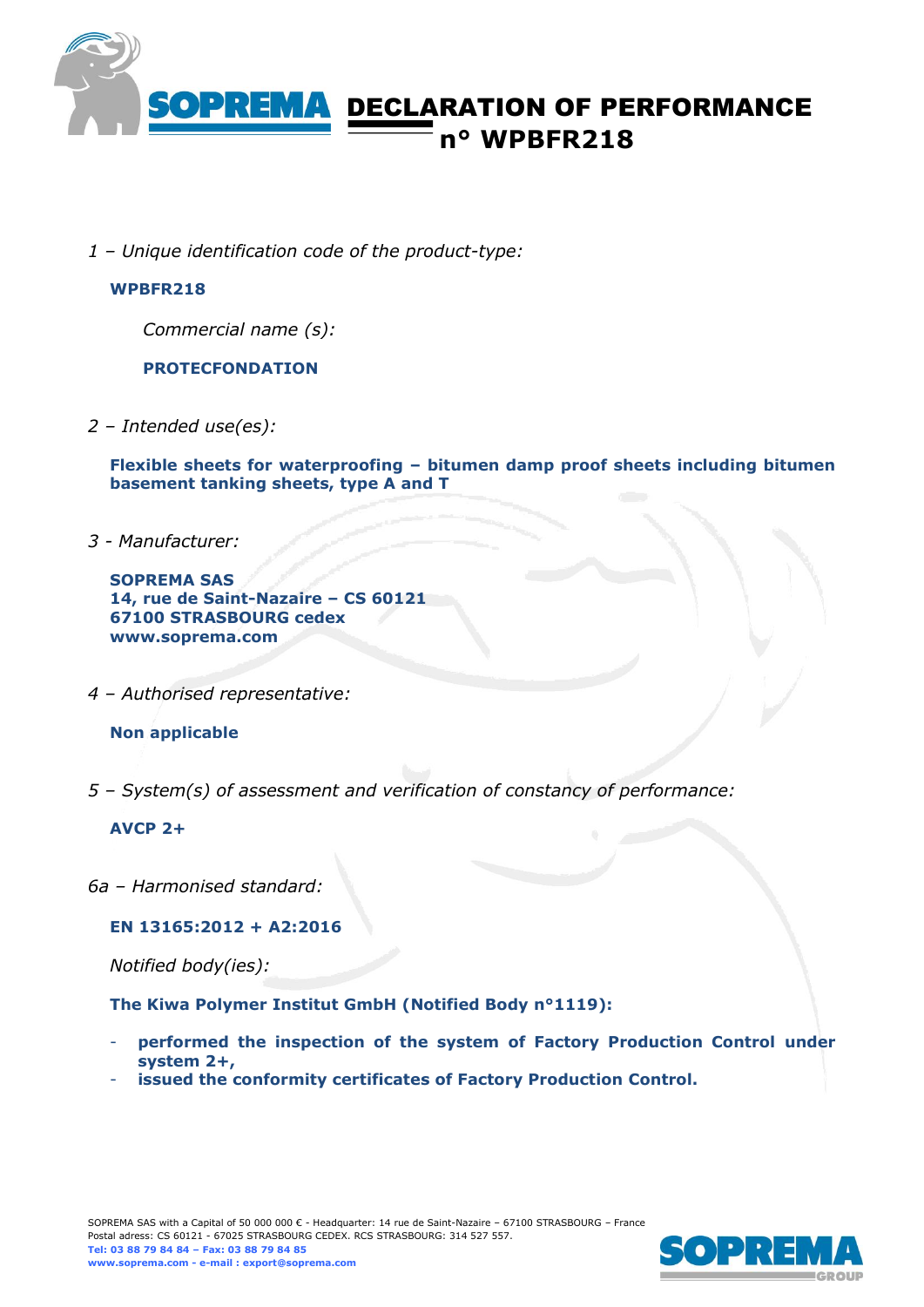# DECLARATION OF PERFORMANCE n° WPBFR218

*1 – Unique identification code of the product-type:*

**WPBFR218**

*Commercial name (s):*

**PROTECFONDATION**

*2 – Intended use(es):*

**Flexible sheets for waterproofing – bitumen damp proof sheets including bitumen basement tanking sheets, type A and T**

*3 - Manufacturer:*

**SOPREMA SAS**
**14, rue de Saint-Nazaire – CS 60121**
**67100 STRASBOURG cedex**
**www.soprema.com**

*4 – Authorised representative:*

**Non applicable**

*5 – System(s) of assessment and verification of constancy of performance:*

**AVCP 2+**

*6a – Harmonised standard:*

**EN 13165:2012 + A2:2016**

*Notified body(ies):*

**The Kiwa Polymer Institut GmbH (Notified Body n°1119):**

- **performed the inspection of the system of Factory Production Control under system 2+,**
- **issued the conformity certificates of Factory Production Control.**

SOPREMA SAS with a Capital of 50 000 000 € - Headquarter: 14 rue de Saint-Nazaire – 67100 STRASBOURG – France
Postal adress: CS 60121 - 67025 STRASBOURG CEDEX. RCS STRASBOURG: 314 527 557.
**Tel: 03 88 79 84 84 – Fax: 03 88 79 84 85**
**www.soprema.com - e-mail : export@soprema.com**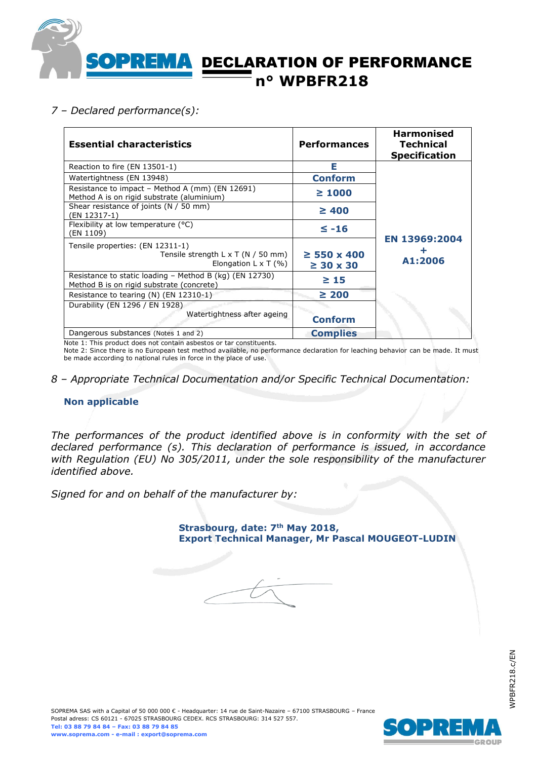# SOPREMA DECLARATION OF PERFORMANCE n° WPBFR218

*7 – Declared performance(s):*

| Essential characteristics | Performances | Harmonised Technical Specification |
|---|---|---|
| Reaction to fire (EN 13501-1) | **E** | **EN 13969:2004 + A1:2006** |
| Watertightness (EN 13948) | **Conform** | |
| Resistance to impact – Method A (mm) (EN 12691) Method A is on rigid substrate (aluminium) | **≥ 1000** | |
| Shear resistance of joints (N / 50 mm) (EN 12317-1) | **≥ 400** | |
| Flexibility at low temperature (°C) (EN 1109) | **≤ -16** | |
| Tensile properties: (EN 12311-1) Tensile strength L x T (N / 50 mm) Elongation L x T (%) | **≥ 550 x 400** **≥ 30 x 30** | |
| Resistance to static loading – Method B (kg) (EN 12730) Method B is on rigid substrate (concrete) | **≥ 15** | |
| Resistance to tearing (N) (EN 12310-1) | **≥ 200** | |
| Durability (EN 1296 / EN 1928) Watertightness after ageing | **Conform** | |
| Dangerous substances (Notes 1 and 2) | **Complies** | |

Note 1: This product does not contain asbestos or tar constituents.
Note 2: Since there is no European test method available, no performance declaration for leaching behavior can be made. It must be made according to national rules in force in the place of use.

*8 – Appropriate Technical Documentation and/or Specific Technical Documentation:*

**Non applicable**

*The performances of the product identified above is in conformity with the set of declared performance (s). This declaration of performance is issued, in accordance with Regulation (EU) No 305/2011, under the sole responsibility of the manufacturer identified above.*

*Signed for and on behalf of the manufacturer by:*

**Strasbourg, date: 7th May 2018,**
**Export Technical Manager, Mr Pascal MOUGEOT-LUDIN**

WPBFR218.c/EN

SOPREMA SAS with a Capital of 50 000 000 € - Headquarter: 14 rue de Saint-Nazaire – 67100 STRASBOURG – France
Postal adress: CS 60121 - 67025 STRASBOURG CEDEX. RCS STRASBOURG: 314 527 557.
**Tel: 03 88 79 84 84 – Fax: 03 88 79 84 85**
**www.soprema.com - e-mail : export@soprema.com**

SOPREMA GROUP